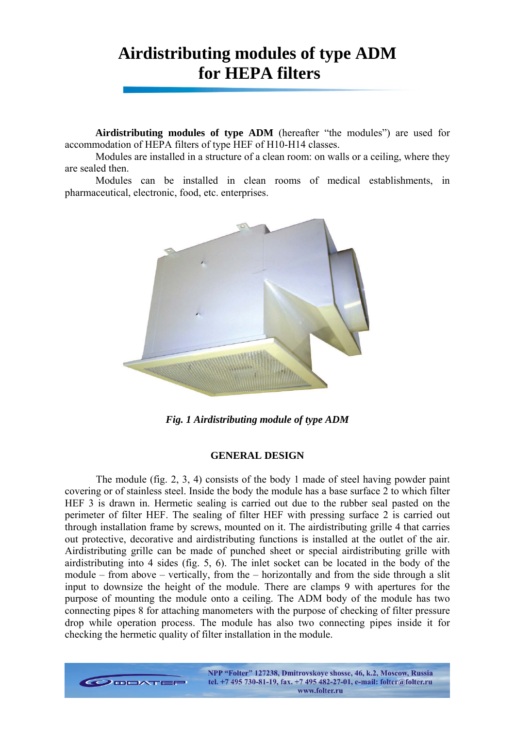# Airdistributing modules of type ADM for HEPA filters

**Airdistributing modules of type ADM** (hereafter "the modules") are used for accommodation of HEPA filters of type HEF of H10-H14 classes.

Modules are installed in a structure of a clean room: on walls or a ceiling, where they are sealed then.

Modules can be installed in clean rooms of medical establishments, in pharmaceutical, electronic, food, etc. enterprises.

*Fig. 1 Airdistributing module of type ADM*

## GENERAL DESIGN

The module (fig. 2, 3, 4) consists of the body 1 made of steel having powder paint covering or of stainless steel. Inside the body the module has a base surface 2 to which filter HEF 3 is drawn in. Hermetic sealing is carried out due to the rubber seal pasted on the perimeter of filter HEF. The sealing of filter HEF with pressing surface 2 is carried out through installation frame by screws, mounted on it. The airdistributing grille 4 that carries out protective, decorative and airdistributing functions is installed at the outlet of the air. Airdistributing grille can be made of punched sheet or special airdistributing grille with airdistributing into 4 sides (fig. 5, 6). The inlet socket can be located in the body of the module – from above – vertically, from the – horizontally and from the side through a slit input to downsize the height of the module. There are clamps 9 with apertures for the purpose of mounting the module onto a ceiling. The ADM body of the module has two connecting pipes 8 for attaching manometers with the purpose of checking of filter pressure drop while operation process. The module has also two connecting pipes inside it for checking the hermetic quality of filter installation in the module.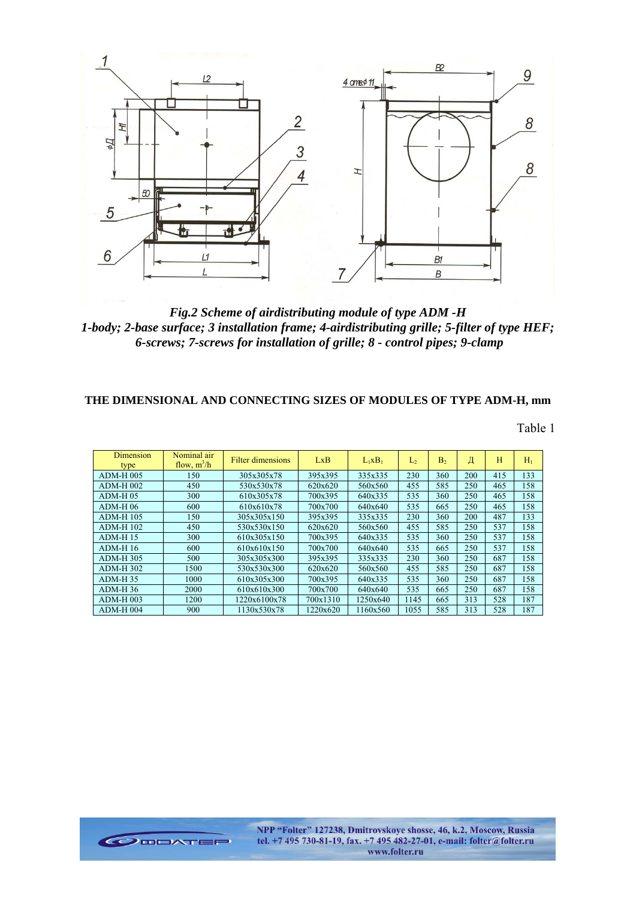*Fig.2 Scheme of airdistributing module of type ADM -H*
*1-body; 2-base surface; 3 installation frame; 4-airdistributing grille; 5-filter of type HEF; 6-screws; 7-screws for installation of grille; 8 - control pipes; 9-clamp*

**THE DIMENSIONAL AND CONNECTING SIZES OF MODULES OF TYPE ADM-H, mm**

Table 1

| Dimension type | Nominal air flow, $m^3/h$ | Filter dimensions | LxB | $L_1xB_1$ | $L_2$ | $B_2$ | Д | H | $H_1$ |
|---|---|---|---|---|---|---|---|---|---|
| ADM-H 005 | 150 | 305x305x78 | 395x395 | 335x335 | 230 | 360 | 200 | 415 | 133 |
| ADM-H 002 | 450 | 530x530x78 | 620x620 | 560x560 | 455 | 585 | 250 | 465 | 158 |
| ADM-H 05 | 300 | 610x305x78 | 700x395 | 640x335 | 535 | 360 | 250 | 465 | 158 |
| ADM-H 06 | 600 | 610x610x78 | 700x700 | 640x640 | 535 | 665 | 250 | 465 | 158 |
| ADM-H 105 | 150 | 305x305x150 | 395x395 | 335x335 | 230 | 360 | 200 | 487 | 133 |
| ADM-H 102 | 450 | 530x530x150 | 620x620 | 560x560 | 455 | 585 | 250 | 537 | 158 |
| ADM-H 15 | 300 | 610x305x150 | 700x395 | 640x335 | 535 | 360 | 250 | 537 | 158 |
| ADM-H 16 | 600 | 610x610x150 | 700x700 | 640x640 | 535 | 665 | 250 | 537 | 158 |
| ADM-H 305 | 500 | 305x305x300 | 395x395 | 335x335 | 230 | 360 | 250 | 687 | 158 |
| ADM-H 302 | 1500 | 530x530x300 | 620x620 | 560x560 | 455 | 585 | 250 | 687 | 158 |
| ADM-H 35 | 1000 | 610x305x300 | 700x395 | 640x335 | 535 | 360 | 250 | 687 | 158 |
| ADM-H 36 | 2000 | 610x610x300 | 700x700 | 640x640 | 535 | 665 | 250 | 687 | 158 |
| ADM-H 003 | 1200 | 1220x6100x78 | 700x1310 | 1250x640 | 1145 | 665 | 313 | 528 | 187 |
| ADM-H 004 | 900 | 1130x530x78 | 1220x620 | 1160x560 | 1055 | 585 | 313 | 528 | 187 |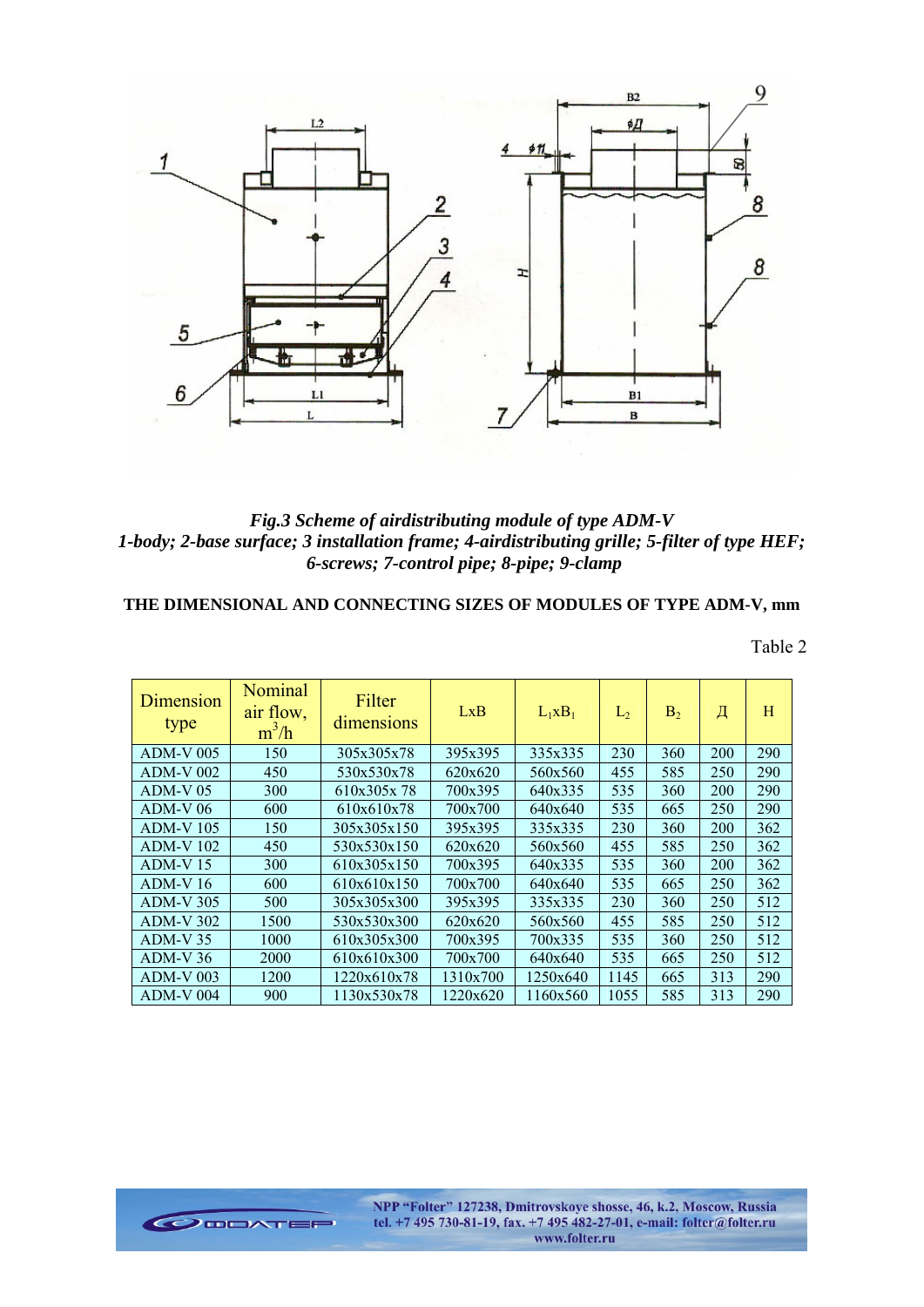*Fig.3 Scheme of airdistributing module of type ADM-V*
*1-body; 2-base surface; 3 installation frame; 4-airdistributing grille; 5-filter of type HEF; 6-screws; 7-control pipe; 8-pipe; 9-clamp*

**THE DIMENSIONAL AND CONNECTING SIZES OF MODULES OF TYPE ADM-V, mm**

Table 2

| Dimension type | Nominal air flow, $m^3/h$ | Filter dimensions | LxB | $L_1xB_1$ | $L_2$ | $B_2$ | Д | H |
|---|---|---|---|---|---|---|---|---|
| ADM-V 005 | 150 | 305x305x78 | 395x395 | 335x335 | 230 | 360 | 200 | 290 |
| ADM-V 002 | 450 | 530x530x78 | 620x620 | 560x560 | 455 | 585 | 250 | 290 |
| ADM-V 05 | 300 | 610x305x 78 | 700x395 | 640x335 | 535 | 360 | 200 | 290 |
| ADM-V 06 | 600 | 610x610x78 | 700x700 | 640x640 | 535 | 665 | 250 | 290 |
| ADM-V 105 | 150 | 305x305x150 | 395x395 | 335x335 | 230 | 360 | 200 | 362 |
| ADM-V 102 | 450 | 530x530x150 | 620x620 | 560x560 | 455 | 585 | 250 | 362 |
| ADM-V 15 | 300 | 610x305x150 | 700x395 | 640x335 | 535 | 360 | 200 | 362 |
| ADM-V 16 | 600 | 610x610x150 | 700x700 | 640x640 | 535 | 665 | 250 | 362 |
| ADM-V 305 | 500 | 305x305x300 | 395x395 | 335x335 | 230 | 360 | 250 | 512 |
| ADM-V 302 | 1500 | 530x530x300 | 620x620 | 560x560 | 455 | 585 | 250 | 512 |
| ADM-V 35 | 1000 | 610x305x300 | 700x395 | 700x335 | 535 | 360 | 250 | 512 |
| ADM-V 36 | 2000 | 610x610x300 | 700x700 | 640x640 | 535 | 665 | 250 | 512 |
| ADM-V 003 | 1200 | 1220x610x78 | 1310x700 | 1250x640 | 1145 | 665 | 313 | 290 |
| ADM-V 004 | 900 | 1130x530x78 | 1220x620 | 1160x560 | 1055 | 585 | 313 | 290 |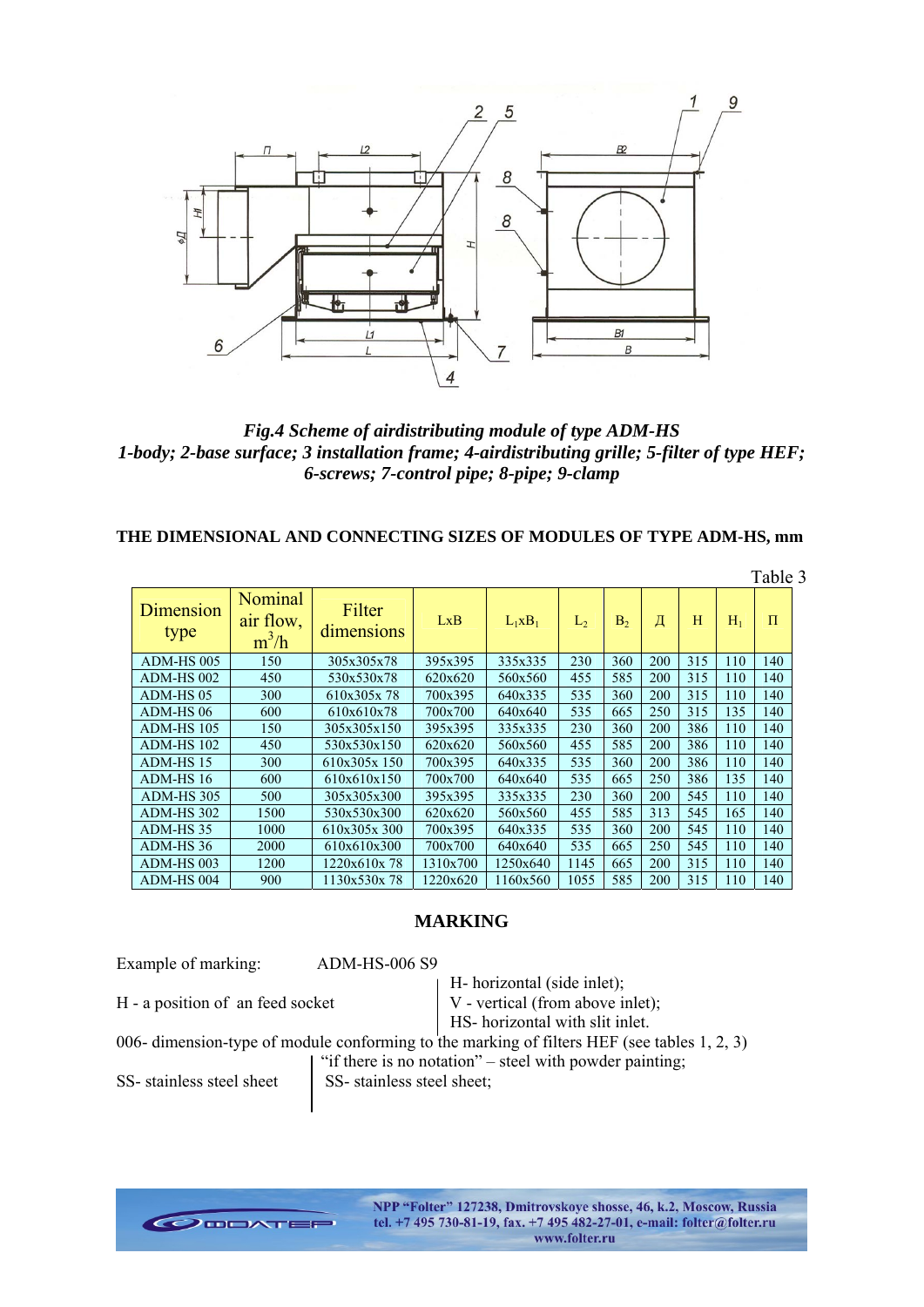*Fig.4 Scheme of airdistributing module of type ADM-HS*
*1-body; 2-base surface; 3 installation frame; 4-airdistributing grille; 5-filter of type HEF; 6-screws; 7-control pipe; 8-pipe; 9-clamp*

**THE DIMENSIONAL AND CONNECTING SIZES OF MODULES OF TYPE ADM-HS, mm**

Table 3

| Dimension type | Nominal air flow, $m^3/h$ | Filter dimensions | LxB | $L_1xB_1$ | $L_2$ | $B_2$ | Д | H | $H_1$ | П |
|---|---|---|---|---|---|---|---|---|---|---|
| ADM-HS 005 | 150 | 305x305x78 | 395x395 | 335x335 | 230 | 360 | 200 | 315 | 110 | 140 |
| ADM-HS 002 | 450 | 530x530x78 | 620x620 | 560x560 | 455 | 585 | 200 | 315 | 110 | 140 |
| ADM-HS 05 | 300 | 610x305x 78 | 700x395 | 640x335 | 535 | 360 | 200 | 315 | 110 | 140 |
| ADM-HS 06 | 600 | 610x610x78 | 700x700 | 640x640 | 535 | 665 | 250 | 315 | 135 | 140 |
| ADM-HS 105 | 150 | 305x305x150 | 395x395 | 335x335 | 230 | 360 | 200 | 386 | 110 | 140 |
| ADM-HS 102 | 450 | 530x530x150 | 620x620 | 560x560 | 455 | 585 | 200 | 386 | 110 | 140 |
| ADM-HS 15 | 300 | 610x305x 150 | 700x395 | 640x335 | 535 | 360 | 200 | 386 | 110 | 140 |
| ADM-HS 16 | 600 | 610x610x150 | 700x700 | 640x640 | 535 | 665 | 250 | 386 | 135 | 140 |
| ADM-HS 305 | 500 | 305x305x300 | 395x395 | 335x335 | 230 | 360 | 200 | 545 | 110 | 140 |
| ADM-HS 302 | 1500 | 530x530x300 | 620x620 | 560x560 | 455 | 585 | 313 | 545 | 165 | 140 |
| ADM-HS 35 | 1000 | 610x305x 300 | 700x395 | 640x335 | 535 | 360 | 200 | 545 | 110 | 140 |
| ADM-HS 36 | 2000 | 610x610x300 | 700x700 | 640x640 | 535 | 665 | 250 | 545 | 110 | 140 |
| ADM-HS 003 | 1200 | 1220x610x 78 | 1310x700 | 1250x640 | 1145 | 665 | 200 | 315 | 110 | 140 |
| ADM-HS 004 | 900 | 1130x530x 78 | 1220x620 | 1160x560 | 1055 | 585 | 200 | 315 | 110 | 140 |

## MARKING

Example of marking: ADM-HS-006 S9

H - a position of an feed socket
- H- horizontal (side inlet);
- V - vertical (from above inlet);
- HS- horizontal with slit inlet.

006- dimension-type of module conforming to the marking of filters HEF (see tables 1, 2, 3)

SS- stainless steel sheet
- "if there is no notation" – steel with powder painting;
- SS- stainless steel sheet;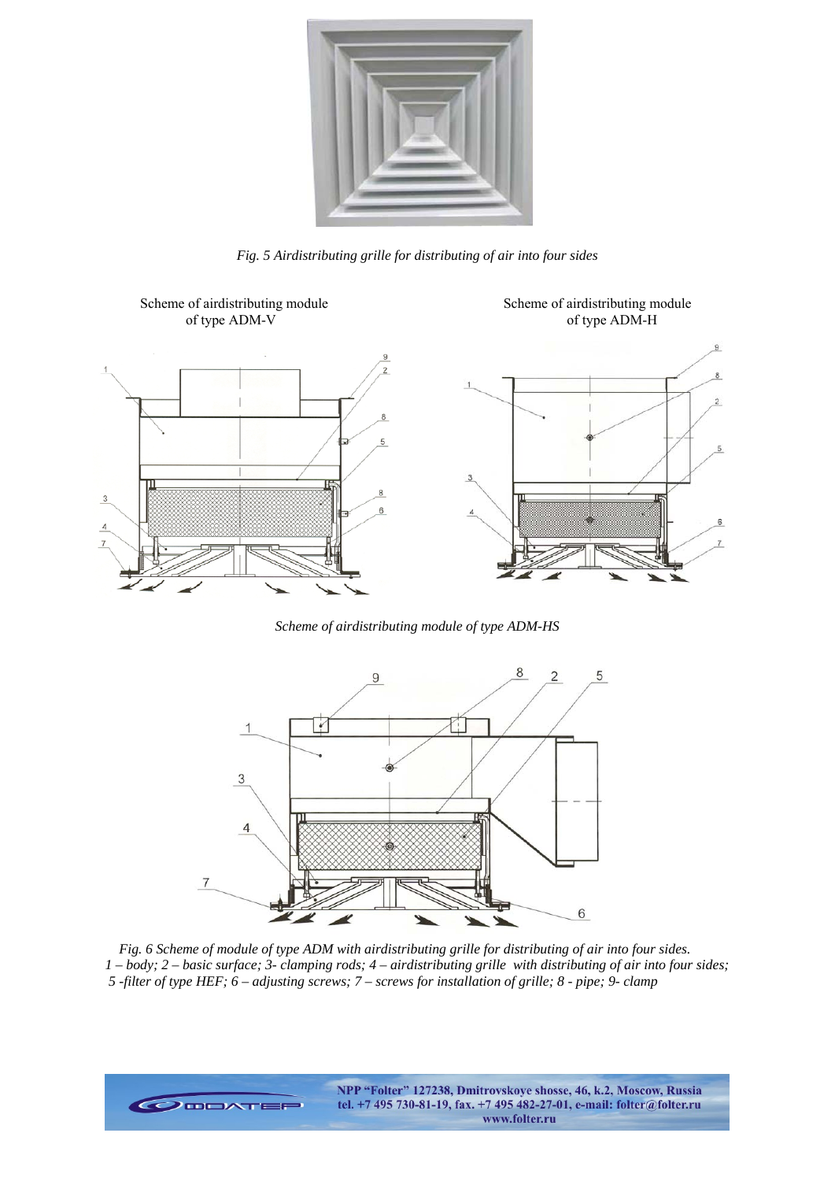*Fig. 5 Airdistributing grille for distributing of air into four sides*

Scheme of airdistributing module of type ADM-V

Scheme of airdistributing module of type ADM-H

*Scheme of airdistributing module of type ADM-HS*

*Fig. 6 Scheme of module of type ADM with airdistributing grille for distributing of air into four sides.*
*1 – body; 2 – basic surface; 3- clamping rods; 4 – airdistributing grille with distributing of air into four sides; 5 -filter of type HEF; 6 – adjusting screws; 7 – screws for installation of grille; 8 - pipe; 9- clamp*